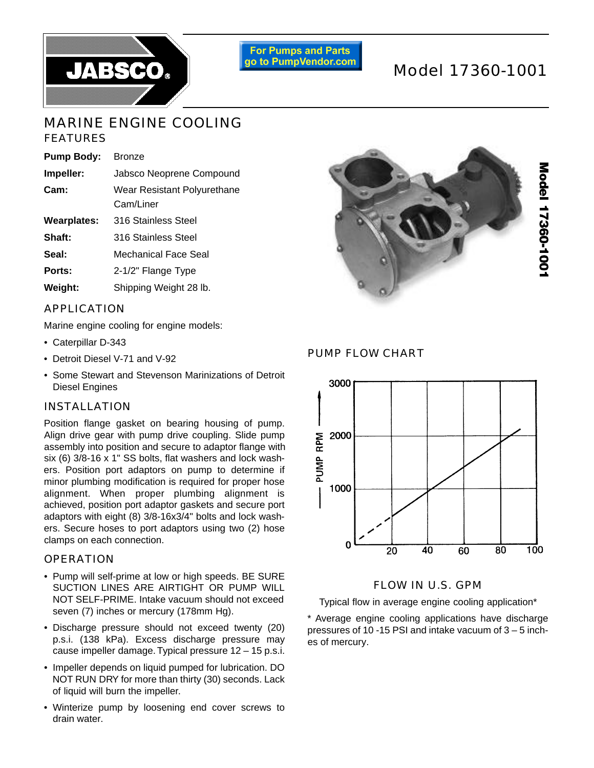# Model 17360-1001

For Pumps and Parts go to PumpVendor.com

## MARINE ENGINE COOLING

### FEATURES

| | |
|---|---|
| **Pump Body:** | Bronze |
| **Impeller:** | Jabsco Neoprene Compound |
| **Cam:** | Wear Resistant Polyurethane Cam/Liner |
| **Wearplates:** | 316 Stainless Steel |
| **Shaft:** | 316 Stainless Steel |
| **Seal:** | Mechanical Face Seal |
| **Ports:** | 2-1/2" Flange Type |
| **Weight:** | Shipping Weight 28 lb. |

### APPLICATION

Marine engine cooling for engine models:

- Caterpillar D-343
- Detroit Diesel V-71 and V-92
- Some Stewart and Stevenson Marinizations of Detroit Diesel Engines

### INSTALLATION

Position flange gasket on bearing housing of pump. Align drive gear with pump drive coupling. Slide pump assembly into position and secure to adaptor flange with six (6) 3/8-16 x 1" SS bolts, flat washers and lock washers. Position port adaptors on pump to determine if minor plumbing modification is required for proper hose alignment. When proper plumbing alignment is achieved, position port adaptor gaskets and secure port adaptors with eight (8) 3/8-16x3/4" bolts and lock washers. Secure hoses to port adaptors using two (2) hose clamps on each connection.

### OPERATION

- Pump will self-prime at low or high speeds. BE SURE SUCTION LINES ARE AIRTIGHT OR PUMP WILL NOT SELF-PRIME. Intake vacuum should not exceed seven (7) inches or mercury (178mm Hg).
- Discharge pressure should not exceed twenty (20) p.s.i. (138 kPa). Excess discharge pressure may cause impeller damage. Typical pressure 12 – 15 p.s.i.
- Impeller depends on liquid pumped for lubrication. DO NOT RUN DRY for more than thirty (30) seconds. Lack of liquid will burn the impeller.
- Winterize pump by loosening end cover screws to drain water.

### PUMP FLOW CHART

FLOW IN U.S. GPM

Typical flow in average engine cooling application*

* Average engine cooling applications have discharge pressures of 10 -15 PSI and intake vacuum of 3 – 5 inches of mercury.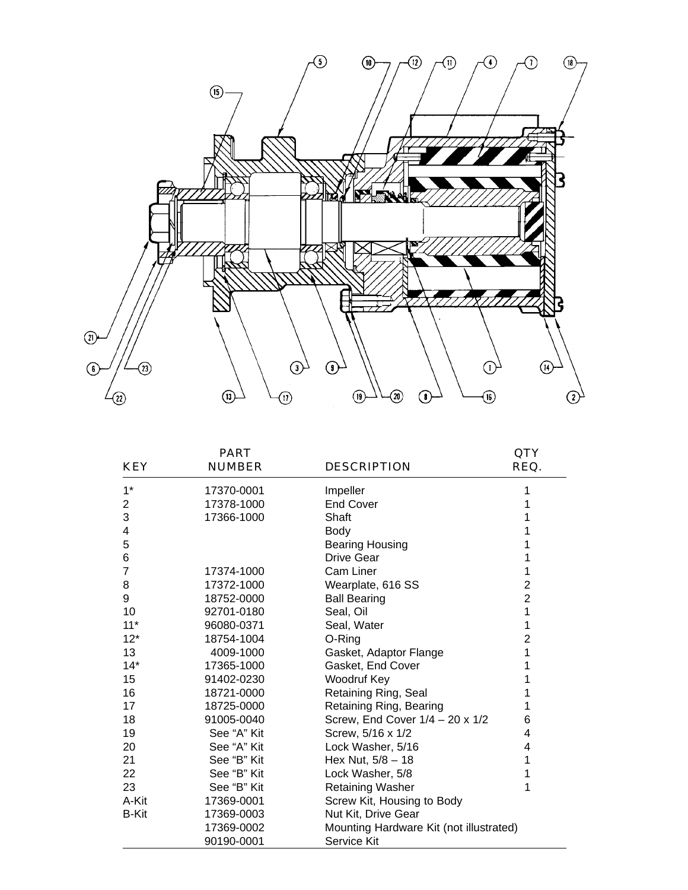| KEY | PART NUMBER | DESCRIPTION | QTY REQ. |
|---|---|---|---|
| 1* | 17370-0001 | Impeller | 1 |
| 2 | 17378-1000 | End Cover | 1 |
| 3 | 17366-1000 | Shaft | 1 |
| 4 | | Body | 1 |
| 5 | | Bearing Housing | 1 |
| 6 | | Drive Gear | 1 |
| 7 | 17374-1000 | Cam Liner | 1 |
| 8 | 17372-1000 | Wearplate, 616 SS | 2 |
| 9 | 18752-0000 | Ball Bearing | 2 |
| 10 | 92701-0180 | Seal, Oil | 1 |
| 11* | 96080-0371 | Seal, Water | 1 |
| 12* | 18754-1004 | O-Ring | 2 |
| 13 | 4009-1000 | Gasket, Adaptor Flange | 1 |
| 14* | 17365-1000 | Gasket, End Cover | 1 |
| 15 | 91402-0230 | Woodruf Key | 1 |
| 16 | 18721-0000 | Retaining Ring, Seal | 1 |
| 17 | 18725-0000 | Retaining Ring, Bearing | 1 |
| 18 | 91005-0040 | Screw, End Cover 1/4 – 20 x 1/2 | 6 |
| 19 | See "A" Kit | Screw, 5/16 x 1/2 | 4 |
| 20 | See "A" Kit | Lock Washer, 5/16 | 4 |
| 21 | See "B" Kit | Hex Nut, 5/8 – 18 | 1 |
| 22 | See "B" Kit | Lock Washer, 5/8 | 1 |
| 23 | See "B" Kit | Retaining Washer | 1 |
| A-Kit | 17369-0001 | Screw Kit, Housing to Body | |
| B-Kit | 17369-0003 | Nut Kit, Drive Gear | |
| | 17369-0002 | Mounting Hardware Kit (not illustrated) | |
| | 90190-0001 | Service Kit | |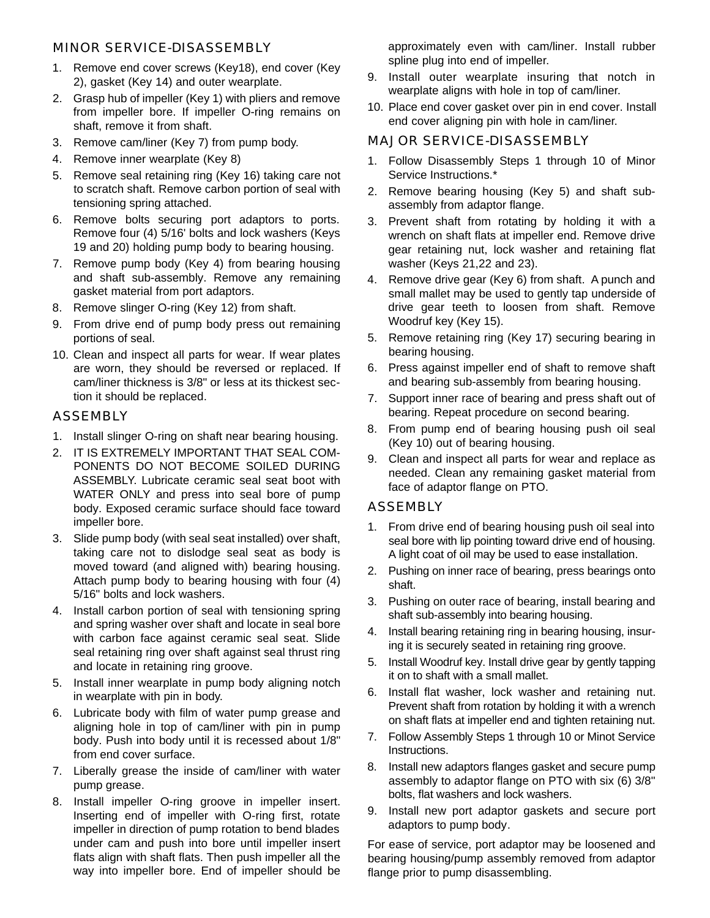## MINOR SERVICE-DISASSEMBLY

1. Remove end cover screws (Key18), end cover (Key 2), gasket (Key 14) and outer wearplate.
2. Grasp hub of impeller (Key 1) with pliers and remove from impeller bore. If impeller O-ring remains on shaft, remove it from shaft.
3. Remove cam/liner (Key 7) from pump body.
4. Remove inner wearplate (Key 8)
5. Remove seal retaining ring (Key 16) taking care not to scratch shaft. Remove carbon portion of seal with tensioning spring attached.
6. Remove bolts securing port adaptors to ports. Remove four (4) 5/16' bolts and lock washers (Keys 19 and 20) holding pump body to bearing housing.
7. Remove pump body (Key 4) from bearing housing and shaft sub-assembly. Remove any remaining gasket material from port adaptors.
8. Remove slinger O-ring (Key 12) from shaft.
9. From drive end of pump body press out remaining portions of seal.
10. Clean and inspect all parts for wear. If wear plates are worn, they should be reversed or replaced. If cam/liner thickness is 3/8" or less at its thickest section it should be replaced.

## ASSEMBLY

1. Install slinger O-ring on shaft near bearing housing.
2. IT IS EXTREMELY IMPORTANT THAT SEAL COMPONENTS DO NOT BECOME SOILED DURING ASSEMBLY. Lubricate ceramic seal seat boot with WATER ONLY and press into seal bore of pump body. Exposed ceramic surface should face toward impeller bore.
3. Slide pump body (with seal seat installed) over shaft, taking care not to dislodge seal seat as body is moved toward (and aligned with) bearing housing. Attach pump body to bearing housing with four (4) 5/16" bolts and lock washers.
4. Install carbon portion of seal with tensioning spring and spring washer over shaft and locate in seal bore with carbon face against ceramic seal seat. Slide seal retaining ring over shaft against seal thrust ring and locate in retaining ring groove.
5. Install inner wearplate in pump body aligning notch in wearplate with pin in body.
6. Lubricate body with film of water pump grease and aligning hole in top of cam/liner with pin in pump body. Push into body until it is recessed about 1/8" from end cover surface.
7. Liberally grease the inside of cam/liner with water pump grease.
8. Install impeller O-ring groove in impeller insert. Inserting end of impeller with O-ring first, rotate impeller in direction of pump rotation to bend blades under cam and push into bore until impeller insert flats align with shaft flats. Then push impeller all the way into impeller bore. End of impeller should be approximately even with cam/liner. Install rubber spline plug into end of impeller.
9. Install outer wearplate insuring that notch in wearplate aligns with hole in top of cam/liner.
10. Place end cover gasket over pin in end cover. Install end cover aligning pin with hole in cam/liner.

## MAJOR SERVICE-DISASSEMBLY

1. Follow Disassembly Steps 1 through 10 of Minor Service Instructions.*
2. Remove bearing housing (Key 5) and shaft sub-assembly from adaptor flange.
3. Prevent shaft from rotating by holding it with a wrench on shaft flats at impeller end. Remove drive gear retaining nut, lock washer and retaining flat washer (Keys 21,22 and 23).
4. Remove drive gear (Key 6) from shaft. A punch and small mallet may be used to gently tap underside of drive gear teeth to loosen from shaft. Remove Woodruf key (Key 15).
5. Remove retaining ring (Key 17) securing bearing in bearing housing.
6. Press against impeller end of shaft to remove shaft and bearing sub-assembly from bearing housing.
7. Support inner race of bearing and press shaft out of bearing. Repeat procedure on second bearing.
8. From pump end of bearing housing push oil seal (Key 10) out of bearing housing.
9. Clean and inspect all parts for wear and replace as needed. Clean any remaining gasket material from face of adaptor flange on PTO.

## ASSEMBLY

1. From drive end of bearing housing push oil seal into seal bore with lip pointing toward drive end of housing. A light coat of oil may be used to ease installation.
2. Pushing on inner race of bearing, press bearings onto shaft.
3. Pushing on outer race of bearing, install bearing and shaft sub-assembly into bearing housing.
4. Install bearing retaining ring in bearing housing, insuring it is securely seated in retaining ring groove.
5. Install Woodruf key. Install drive gear by gently tapping it on to shaft with a small mallet.
6. Install flat washer, lock washer and retaining nut. Prevent shaft from rotation by holding it with a wrench on shaft flats at impeller end and tighten retaining nut.
7. Follow Assembly Steps 1 through 10 or Minot Service Instructions.
8. Install new adaptors flanges gasket and secure pump assembly to adaptor flange on PTO with six (6) 3/8" bolts, flat washers and lock washers.
9. Install new port adaptor gaskets and secure port adaptors to pump body.

For ease of service, port adaptor may be loosened and bearing housing/pump assembly removed from adaptor flange prior to pump disassembling.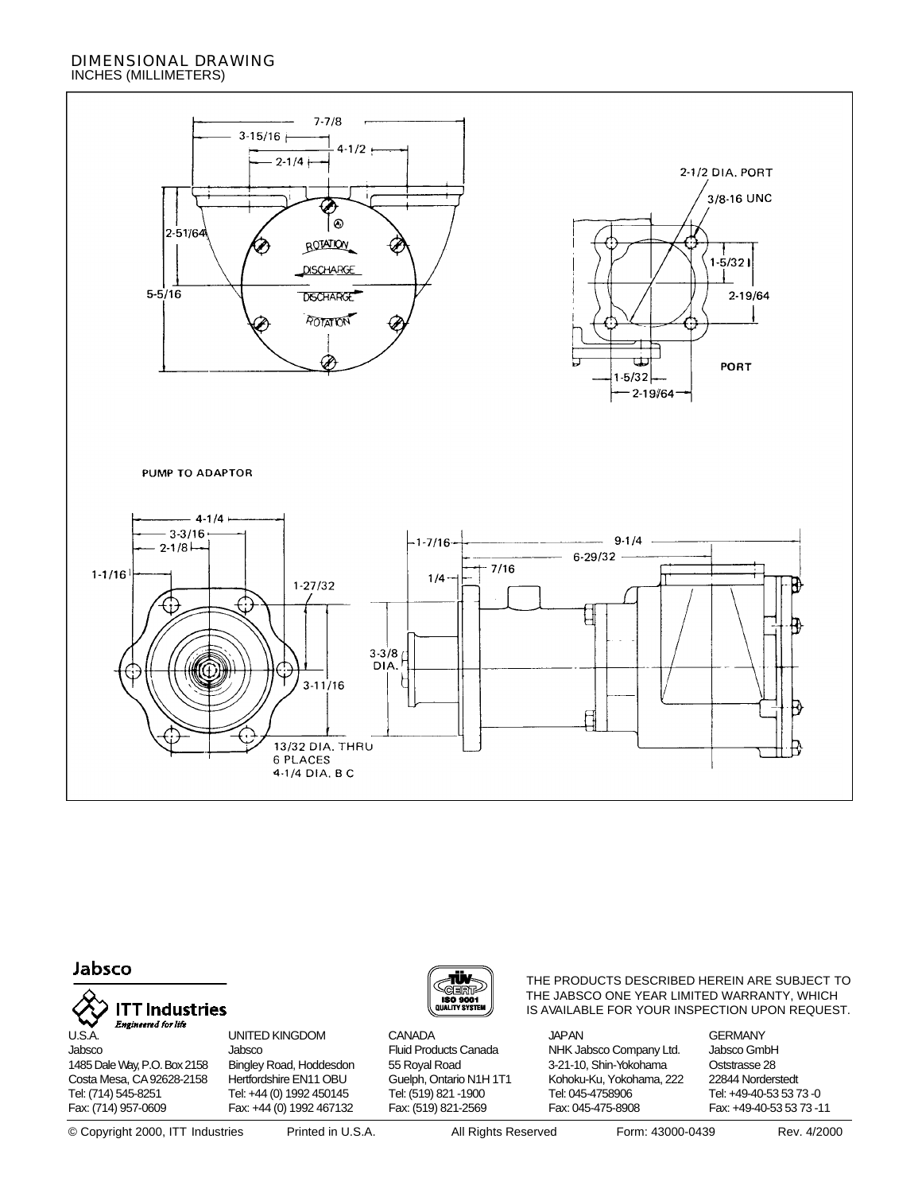DIMENSIONAL DRAWING
INCHES (MILLIMETERS)

7-7/8
3-15/16
4-1/2
2-1/4
2-51/64
5-5/16
ROTATION
DISCHARGE
DISCHARGE
ROTATION

2-1/2 DIA. PORT
3/8-16 UNC
1-5/32
2-19/64
PORT
1-5/32
2-19/64

PUMP TO ADAPTOR

4-1/4
3-3/16
2-1/8
1-1/16
1-27/32
3-11/16
13/32 DIA. THRU
6 PLACES
4-1/4 DIA. B C

1-7/16
9-1/4
6-29/32
7/16
1/4
3-3/8
DIA.

Jabsco

ITT Industries
*Engineered for life*

TÜV CERT ISO 9001 QUALITY SYSTEM

THE PRODUCTS DESCRIBED HEREIN ARE SUBJECT TO THE JABSCO ONE YEAR LIMITED WARRANTY, WHICH IS AVAILABLE FOR YOUR INSPECTION UPON REQUEST.

| U.S.A. | UNITED KINGDOM | CANADA | JAPAN | GERMANY |
|---|---|---|---|---|
| Jabsco | Jabsco | Fluid Products Canada | NHK Jabsco Company Ltd. | Jabsco GmbH |
| 1485 Dale Way, P.O. Box 2158 | Bingley Road, Hoddesdon | 55 Royal Road | 3-21-10, Shin-Yokohama | Oststrasse 28 |
| Costa Mesa, CA 92628-2158 | Hertfordshire EN11 OBU | Guelph, Ontario N1H 1T1 | Kohoku-Ku, Yokohama, 222 | 22844 Norderstedt |
| Tel: (714) 545-8251 | Tel: +44 (0) 1992 450145 | Tel: (519) 821 -1900 | Tel: 045-4758906 | Tel: +49-40-53 53 73 -0 |
| Fax: (714) 957-0609 | Fax: +44 (0) 1992 467132 | Fax: (519) 821-2569 | Fax: 045-475-8908 | Fax: +49-40-53 53 73 -11 |

© Copyright 2000, ITT Industries    Printed in U.S.A.    All Rights Reserved    Form: 43000-0439    Rev. 4/2000